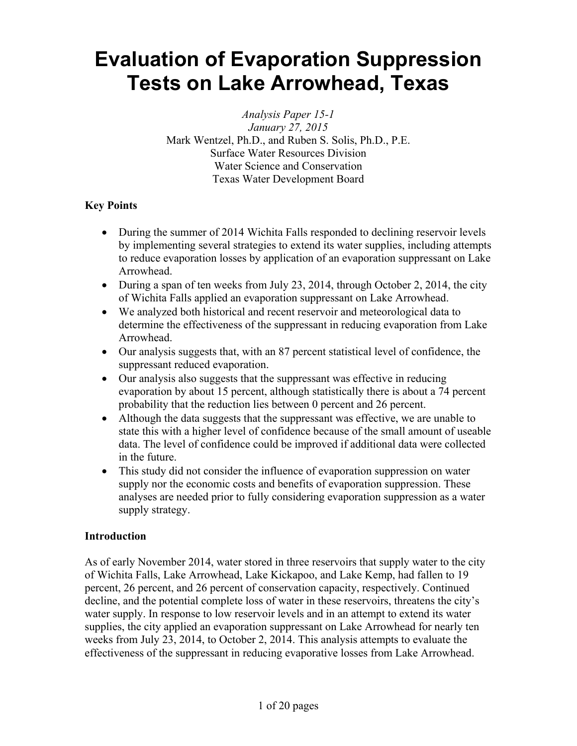# Evaluation of Evaporation Suppression Tests on Lake Arrowhead, Texas

*Analysis Paper 15-1*
*January 27, 2015*
Mark Wentzel, Ph.D., and Ruben S. Solis, Ph.D., P.E.
Surface Water Resources Division
Water Science and Conservation
Texas Water Development Board

**Key Points**

- During the summer of 2014 Wichita Falls responded to declining reservoir levels by implementing several strategies to extend its water supplies, including attempts to reduce evaporation losses by application of an evaporation suppressant on Lake Arrowhead.
- During a span of ten weeks from July 23, 2014, through October 2, 2014, the city of Wichita Falls applied an evaporation suppressant on Lake Arrowhead.
- We analyzed both historical and recent reservoir and meteorological data to determine the effectiveness of the suppressant in reducing evaporation from Lake Arrowhead.
- Our analysis suggests that, with an 87 percent statistical level of confidence, the suppressant reduced evaporation.
- Our analysis also suggests that the suppressant was effective in reducing evaporation by about 15 percent, although statistically there is about a 74 percent probability that the reduction lies between 0 percent and 26 percent.
- Although the data suggests that the suppressant was effective, we are unable to state this with a higher level of confidence because of the small amount of useable data. The level of confidence could be improved if additional data were collected in the future.
- This study did not consider the influence of evaporation suppression on water supply nor the economic costs and benefits of evaporation suppression. These analyses are needed prior to fully considering evaporation suppression as a water supply strategy.

**Introduction**

As of early November 2014, water stored in three reservoirs that supply water to the city of Wichita Falls, Lake Arrowhead, Lake Kickapoo, and Lake Kemp, had fallen to 19 percent, 26 percent, and 26 percent of conservation capacity, respectively. Continued decline, and the potential complete loss of water in these reservoirs, threatens the city's water supply. In response to low reservoir levels and in an attempt to extend its water supplies, the city applied an evaporation suppressant on Lake Arrowhead for nearly ten weeks from July 23, 2014, to October 2, 2014. This analysis attempts to evaluate the effectiveness of the suppressant in reducing evaporative losses from Lake Arrowhead.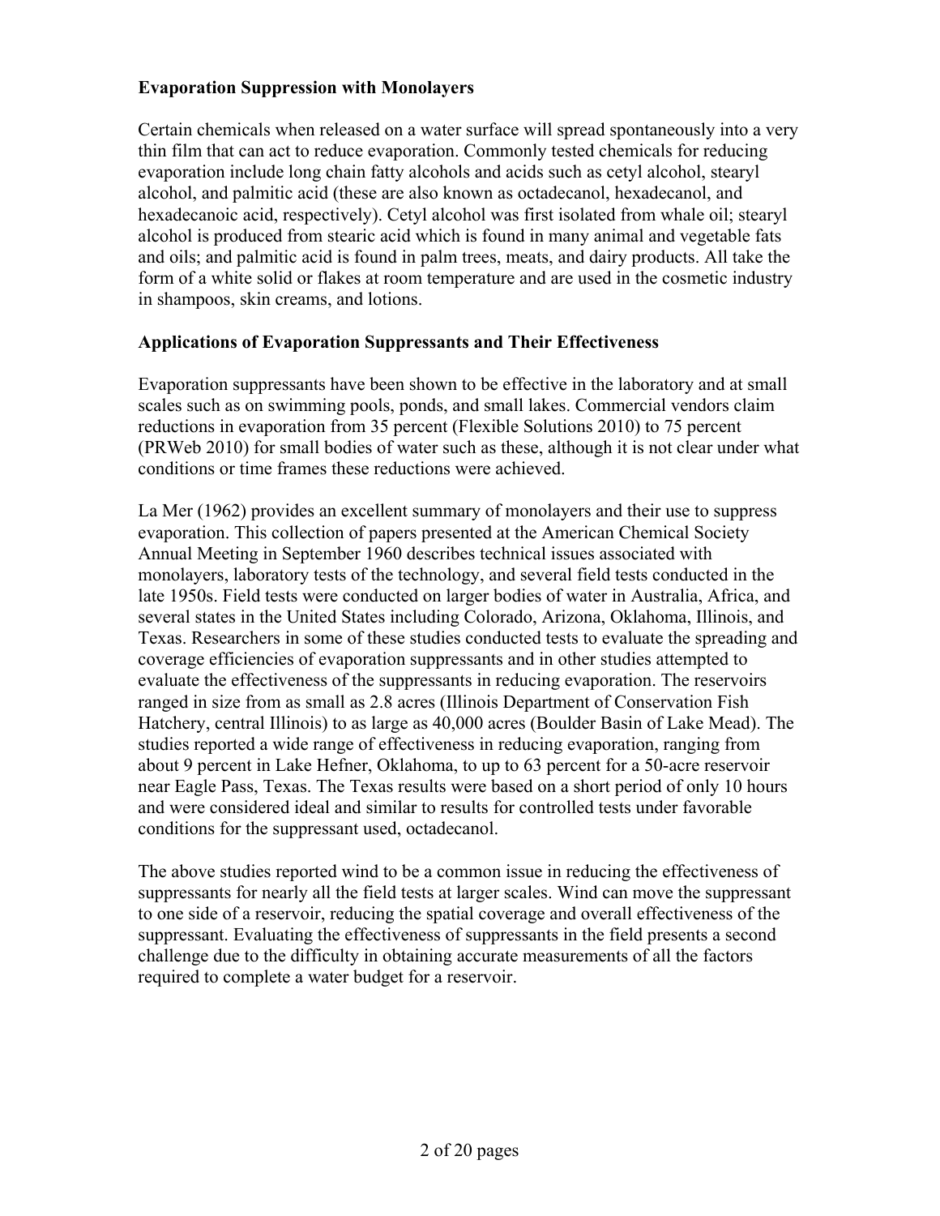**Evaporation Suppression with Monolayers**

Certain chemicals when released on a water surface will spread spontaneously into a very thin film that can act to reduce evaporation. Commonly tested chemicals for reducing evaporation include long chain fatty alcohols and acids such as cetyl alcohol, stearyl alcohol, and palmitic acid (these are also known as octadecanol, hexadecanol, and hexadecanoic acid, respectively). Cetyl alcohol was first isolated from whale oil; stearyl alcohol is produced from stearic acid which is found in many animal and vegetable fats and oils; and palmitic acid is found in palm trees, meats, and dairy products. All take the form of a white solid or flakes at room temperature and are used in the cosmetic industry in shampoos, skin creams, and lotions.

**Applications of Evaporation Suppressants and Their Effectiveness**

Evaporation suppressants have been shown to be effective in the laboratory and at small scales such as on swimming pools, ponds, and small lakes. Commercial vendors claim reductions in evaporation from 35 percent (Flexible Solutions 2010) to 75 percent (PRWeb 2010) for small bodies of water such as these, although it is not clear under what conditions or time frames these reductions were achieved.

La Mer (1962) provides an excellent summary of monolayers and their use to suppress evaporation. This collection of papers presented at the American Chemical Society Annual Meeting in September 1960 describes technical issues associated with monolayers, laboratory tests of the technology, and several field tests conducted in the late 1950s. Field tests were conducted on larger bodies of water in Australia, Africa, and several states in the United States including Colorado, Arizona, Oklahoma, Illinois, and Texas. Researchers in some of these studies conducted tests to evaluate the spreading and coverage efficiencies of evaporation suppressants and in other studies attempted to evaluate the effectiveness of the suppressants in reducing evaporation. The reservoirs ranged in size from as small as 2.8 acres (Illinois Department of Conservation Fish Hatchery, central Illinois) to as large as 40,000 acres (Boulder Basin of Lake Mead). The studies reported a wide range of effectiveness in reducing evaporation, ranging from about 9 percent in Lake Hefner, Oklahoma, to up to 63 percent for a 50-acre reservoir near Eagle Pass, Texas. The Texas results were based on a short period of only 10 hours and were considered ideal and similar to results for controlled tests under favorable conditions for the suppressant used, octadecanol.

The above studies reported wind to be a common issue in reducing the effectiveness of suppressants for nearly all the field tests at larger scales. Wind can move the suppressant to one side of a reservoir, reducing the spatial coverage and overall effectiveness of the suppressant. Evaluating the effectiveness of suppressants in the field presents a second challenge due to the difficulty in obtaining accurate measurements of all the factors required to complete a water budget for a reservoir.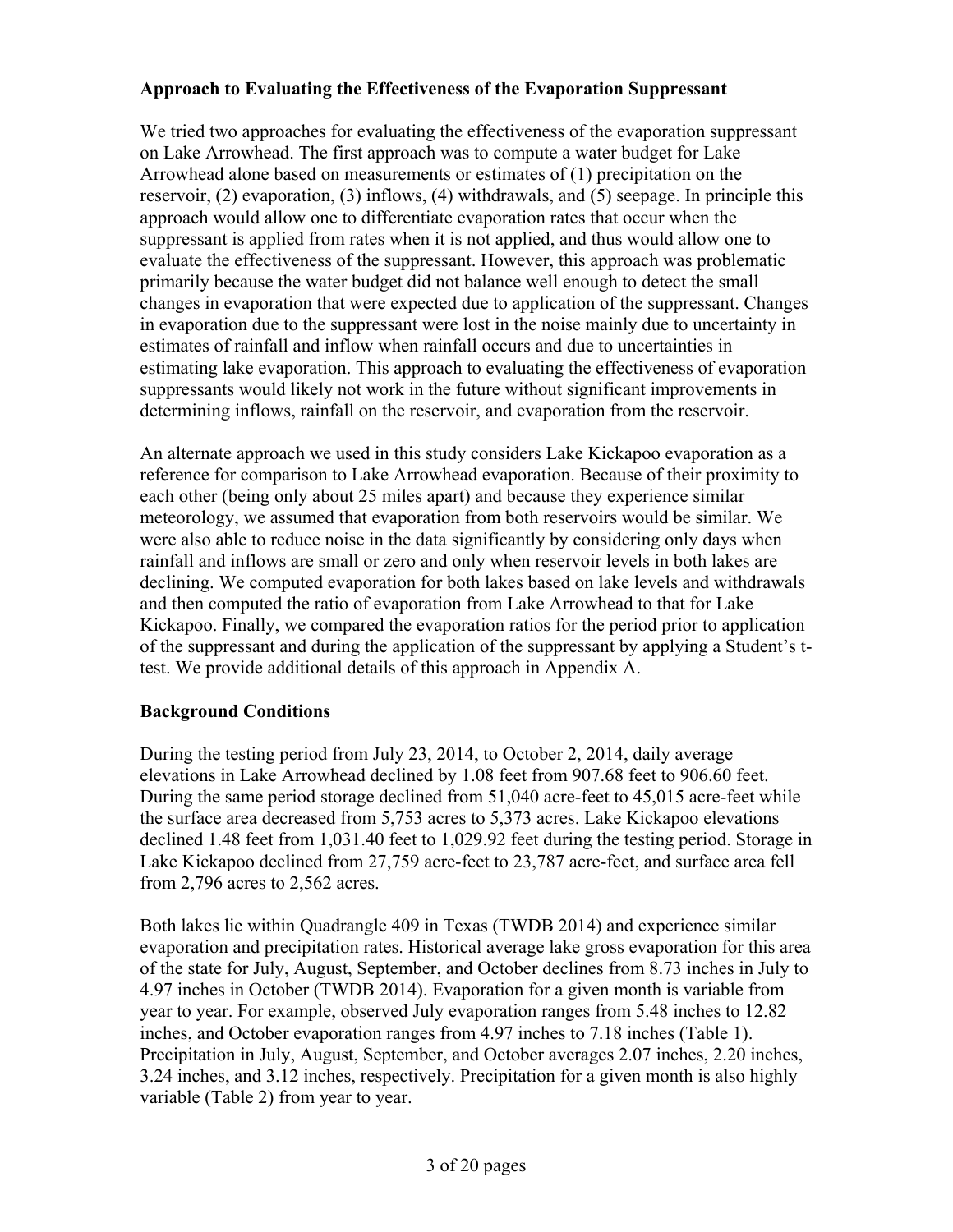**Approach to Evaluating the Effectiveness of the Evaporation Suppressant**

We tried two approaches for evaluating the effectiveness of the evaporation suppressant on Lake Arrowhead. The first approach was to compute a water budget for Lake Arrowhead alone based on measurements or estimates of (1) precipitation on the reservoir, (2) evaporation, (3) inflows, (4) withdrawals, and (5) seepage. In principle this approach would allow one to differentiate evaporation rates that occur when the suppressant is applied from rates when it is not applied, and thus would allow one to evaluate the effectiveness of the suppressant. However, this approach was problematic primarily because the water budget did not balance well enough to detect the small changes in evaporation that were expected due to application of the suppressant. Changes in evaporation due to the suppressant were lost in the noise mainly due to uncertainty in estimates of rainfall and inflow when rainfall occurs and due to uncertainties in estimating lake evaporation. This approach to evaluating the effectiveness of evaporation suppressants would likely not work in the future without significant improvements in determining inflows, rainfall on the reservoir, and evaporation from the reservoir.

An alternate approach we used in this study considers Lake Kickapoo evaporation as a reference for comparison to Lake Arrowhead evaporation. Because of their proximity to each other (being only about 25 miles apart) and because they experience similar meteorology, we assumed that evaporation from both reservoirs would be similar. We were also able to reduce noise in the data significantly by considering only days when rainfall and inflows are small or zero and only when reservoir levels in both lakes are declining. We computed evaporation for both lakes based on lake levels and withdrawals and then computed the ratio of evaporation from Lake Arrowhead to that for Lake Kickapoo. Finally, we compared the evaporation ratios for the period prior to application of the suppressant and during the application of the suppressant by applying a Student's t-test. We provide additional details of this approach in Appendix A.

**Background Conditions**

During the testing period from July 23, 2014, to October 2, 2014, daily average elevations in Lake Arrowhead declined by 1.08 feet from 907.68 feet to 906.60 feet. During the same period storage declined from 51,040 acre-feet to 45,015 acre-feet while the surface area decreased from 5,753 acres to 5,373 acres. Lake Kickapoo elevations declined 1.48 feet from 1,031.40 feet to 1,029.92 feet during the testing period. Storage in Lake Kickapoo declined from 27,759 acre-feet to 23,787 acre-feet, and surface area fell from 2,796 acres to 2,562 acres.

Both lakes lie within Quadrangle 409 in Texas (TWDB 2014) and experience similar evaporation and precipitation rates. Historical average lake gross evaporation for this area of the state for July, August, September, and October declines from 8.73 inches in July to 4.97 inches in October (TWDB 2014). Evaporation for a given month is variable from year to year. For example, observed July evaporation ranges from 5.48 inches to 12.82 inches, and October evaporation ranges from 4.97 inches to 7.18 inches (Table 1). Precipitation in July, August, September, and October averages 2.07 inches, 2.20 inches, 3.24 inches, and 3.12 inches, respectively. Precipitation for a given month is also highly variable (Table 2) from year to year.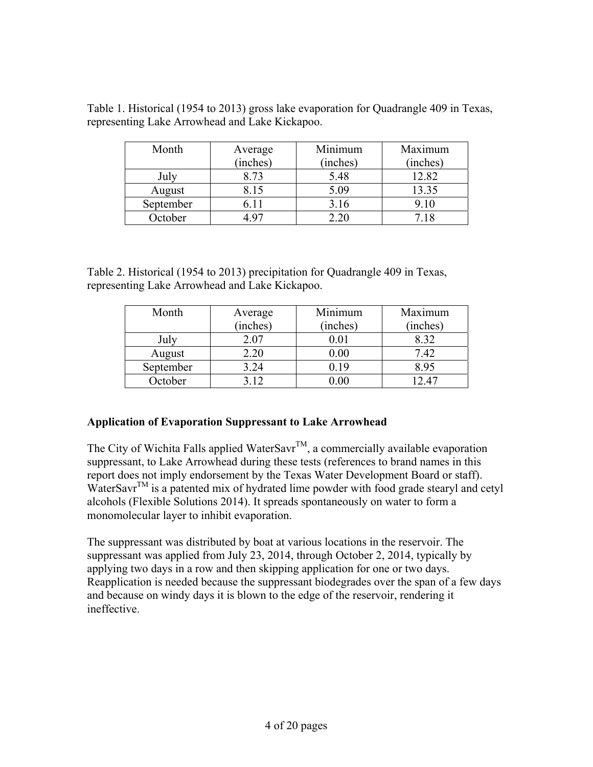Table 1. Historical (1954 to 2013) gross lake evaporation for Quadrangle 409 in Texas, representing Lake Arrowhead and Lake Kickapoo.

| Month | Average (inches) | Minimum (inches) | Maximum (inches) |
|---|---|---|---|
| July | 8.73 | 5.48 | 12.82 |
| August | 8.15 | 5.09 | 13.35 |
| September | 6.11 | 3.16 | 9.10 |
| October | 4.97 | 2.20 | 7.18 |

Table 2. Historical (1954 to 2013) precipitation for Quadrangle 409 in Texas, representing Lake Arrowhead and Lake Kickapoo.

| Month | Average (inches) | Minimum (inches) | Maximum (inches) |
|---|---|---|---|
| July | 2.07 | 0.01 | 8.32 |
| August | 2.20 | 0.00 | 7.42 |
| September | 3.24 | 0.19 | 8.95 |
| October | 3.12 | 0.00 | 12.47 |

**Application of Evaporation Suppressant to Lake Arrowhead**

The City of Wichita Falls applied WaterSavr™, a commercially available evaporation suppressant, to Lake Arrowhead during these tests (references to brand names in this report does not imply endorsement by the Texas Water Development Board or staff). WaterSavr™ is a patented mix of hydrated lime powder with food grade stearyl and cetyl alcohols (Flexible Solutions 2014). It spreads spontaneously on water to form a monomolecular layer to inhibit evaporation.

The suppressant was distributed by boat at various locations in the reservoir. The suppressant was applied from July 23, 2014, through October 2, 2014, typically by applying two days in a row and then skipping application for one or two days. Reapplication is needed because the suppressant biodegrades over the span of a few days and because on windy days it is blown to the edge of the reservoir, rendering it ineffective.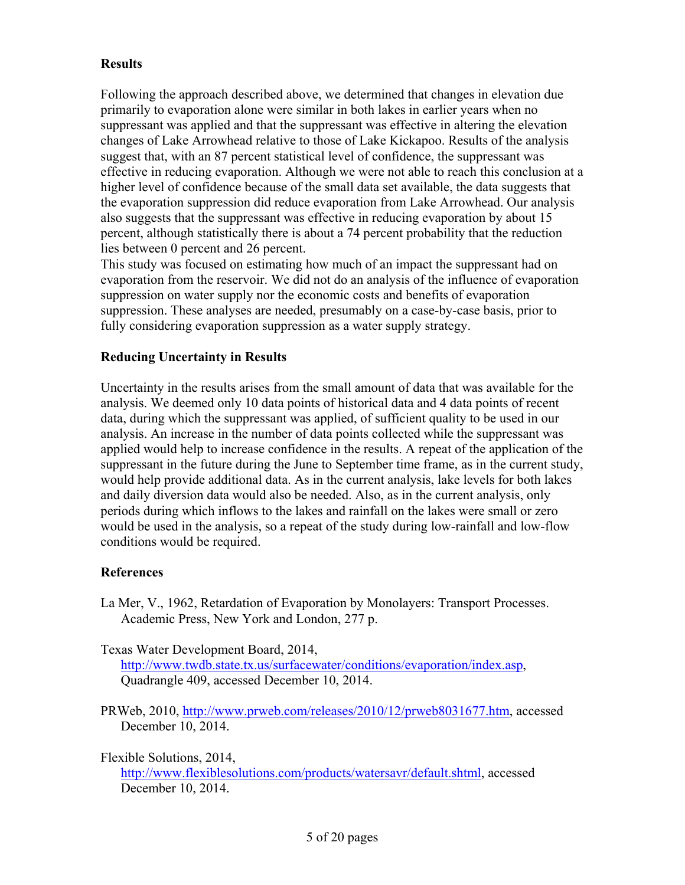## Results

Following the approach described above, we determined that changes in elevation due primarily to evaporation alone were similar in both lakes in earlier years when no suppressant was applied and that the suppressant was effective in altering the elevation changes of Lake Arrowhead relative to those of Lake Kickapoo. Results of the analysis suggest that, with an 87 percent statistical level of confidence, the suppressant was effective in reducing evaporation. Although we were not able to reach this conclusion at a higher level of confidence because of the small data set available, the data suggests that the evaporation suppression did reduce evaporation from Lake Arrowhead. Our analysis also suggests that the suppressant was effective in reducing evaporation by about 15 percent, although statistically there is about a 74 percent probability that the reduction lies between 0 percent and 26 percent.

This study was focused on estimating how much of an impact the suppressant had on evaporation from the reservoir. We did not do an analysis of the influence of evaporation suppression on water supply nor the economic costs and benefits of evaporation suppression. These analyses are needed, presumably on a case-by-case basis, prior to fully considering evaporation suppression as a water supply strategy.

## Reducing Uncertainty in Results

Uncertainty in the results arises from the small amount of data that was available for the analysis. We deemed only 10 data points of historical data and 4 data points of recent data, during which the suppressant was applied, of sufficient quality to be used in our analysis. An increase in the number of data points collected while the suppressant was applied would help to increase confidence in the results. A repeat of the application of the suppressant in the future during the June to September time frame, as in the current study, would help provide additional data. As in the current analysis, lake levels for both lakes and daily diversion data would also be needed. Also, as in the current analysis, only periods during which inflows to the lakes and rainfall on the lakes were small or zero would be used in the analysis, so a repeat of the study during low-rainfall and low-flow conditions would be required.

## References

La Mer, V., 1962, Retardation of Evaporation by Monolayers: Transport Processes. Academic Press, New York and London, 277 p.

Texas Water Development Board, 2014, http://www.twdb.state.tx.us/surfacewater/conditions/evaporation/index.asp, Quadrangle 409, accessed December 10, 2014.

PRWeb, 2010, http://www.prweb.com/releases/2010/12/prweb8031677.htm, accessed December 10, 2014.

Flexible Solutions, 2014, http://www.flexiblesolutions.com/products/watersavr/default.shtml, accessed December 10, 2014.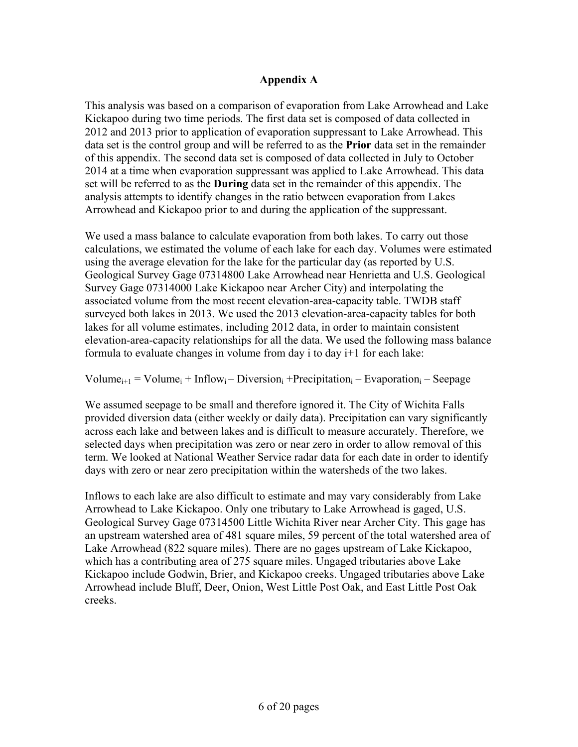# Appendix A

This analysis was based on a comparison of evaporation from Lake Arrowhead and Lake Kickapoo during two time periods. The first data set is composed of data collected in 2012 and 2013 prior to application of evaporation suppressant to Lake Arrowhead. This data set is the control group and will be referred to as the **Prior** data set in the remainder of this appendix. The second data set is composed of data collected in July to October 2014 at a time when evaporation suppressant was applied to Lake Arrowhead. This data set will be referred to as the **During** data set in the remainder of this appendix. The analysis attempts to identify changes in the ratio between evaporation from Lakes Arrowhead and Kickapoo prior to and during the application of the suppressant.

We used a mass balance to calculate evaporation from both lakes. To carry out those calculations, we estimated the volume of each lake for each day. Volumes were estimated using the average elevation for the lake for the particular day (as reported by U.S. Geological Survey Gage 07314800 Lake Arrowhead near Henrietta and U.S. Geological Survey Gage 07314000 Lake Kickapoo near Archer City) and interpolating the associated volume from the most recent elevation-area-capacity table. TWDB staff surveyed both lakes in 2013. We used the 2013 elevation-area-capacity tables for both lakes for all volume estimates, including 2012 data, in order to maintain consistent elevation-area-capacity relationships for all the data. We used the following mass balance formula to evaluate changes in volume from day i to day i+1 for each lake:

$$\text{Volume}_{i+1} = \text{Volume}_i + \text{Inflow}_i - \text{Diversion}_i + \text{Precipitation}_i - \text{Evaporation}_i - \text{Seepage}$$

We assumed seepage to be small and therefore ignored it. The City of Wichita Falls provided diversion data (either weekly or daily data). Precipitation can vary significantly across each lake and between lakes and is difficult to measure accurately. Therefore, we selected days when precipitation was zero or near zero in order to allow removal of this term. We looked at National Weather Service radar data for each date in order to identify days with zero or near zero precipitation within the watersheds of the two lakes.

Inflows to each lake are also difficult to estimate and may vary considerably from Lake Arrowhead to Lake Kickapoo. Only one tributary to Lake Arrowhead is gaged, U.S. Geological Survey Gage 07314500 Little Wichita River near Archer City. This gage has an upstream watershed area of 481 square miles, 59 percent of the total watershed area of Lake Arrowhead (822 square miles). There are no gages upstream of Lake Kickapoo, which has a contributing area of 275 square miles. Ungaged tributaries above Lake Kickapoo include Godwin, Brier, and Kickapoo creeks. Ungaged tributaries above Lake Arrowhead include Bluff, Deer, Onion, West Little Post Oak, and East Little Post Oak creeks.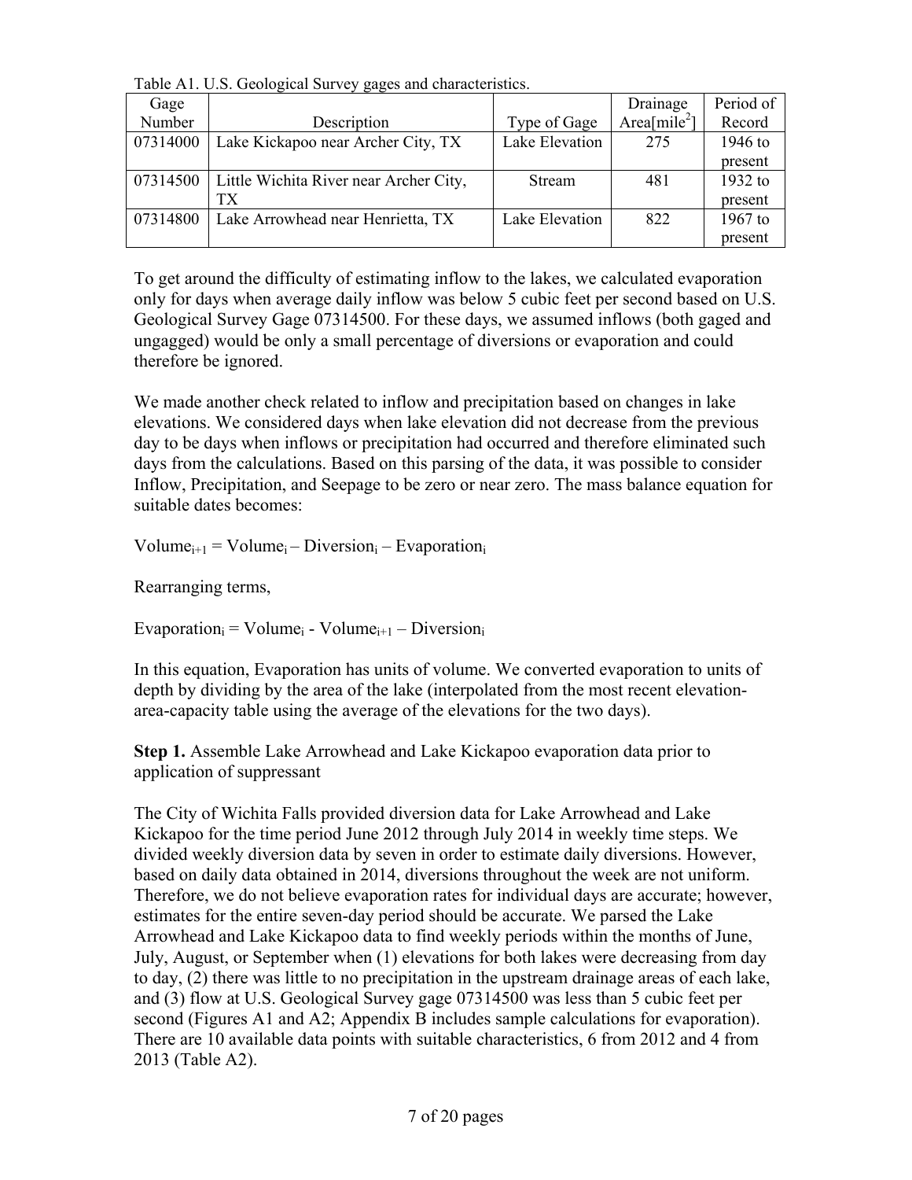Table A1. U.S. Geological Survey gages and characteristics.

| Gage Number | Description | Type of Gage | Drainage Area[mile$^2$] | Period of Record |
|---|---|---|---|---|
| 07314000 | Lake Kickapoo near Archer City, TX | Lake Elevation | 275 | 1946 to present |
| 07314500 | Little Wichita River near Archer City, TX | Stream | 481 | 1932 to present |
| 07314800 | Lake Arrowhead near Henrietta, TX | Lake Elevation | 822 | 1967 to present |

To get around the difficulty of estimating inflow to the lakes, we calculated evaporation only for days when average daily inflow was below 5 cubic feet per second based on U.S. Geological Survey Gage 07314500. For these days, we assumed inflows (both gaged and ungagged) would be only a small percentage of diversions or evaporation and could therefore be ignored.

We made another check related to inflow and precipitation based on changes in lake elevations. We considered days when lake elevation did not decrease from the previous day to be days when inflows or precipitation had occurred and therefore eliminated such days from the calculations. Based on this parsing of the data, it was possible to consider Inflow, Precipitation, and Seepage to be zero or near zero. The mass balance equation for suitable dates becomes:

$$\text{Volume}_{i+1} = \text{Volume}_i - \text{Diversion}_i - \text{Evaporation}_i$$

Rearranging terms,

$$\text{Evaporation}_i = \text{Volume}_i - \text{Volume}_{i+1} - \text{Diversion}_i$$

In this equation, Evaporation has units of volume. We converted evaporation to units of depth by dividing by the area of the lake (interpolated from the most recent elevation-area-capacity table using the average of the elevations for the two days).

**Step 1.** Assemble Lake Arrowhead and Lake Kickapoo evaporation data prior to application of suppressant

The City of Wichita Falls provided diversion data for Lake Arrowhead and Lake Kickapoo for the time period June 2012 through July 2014 in weekly time steps. We divided weekly diversion data by seven in order to estimate daily diversions. However, based on daily data obtained in 2014, diversions throughout the week are not uniform. Therefore, we do not believe evaporation rates for individual days are accurate; however, estimates for the entire seven-day period should be accurate. We parsed the Lake Arrowhead and Lake Kickapoo data to find weekly periods within the months of June, July, August, or September when (1) elevations for both lakes were decreasing from day to day, (2) there was little to no precipitation in the upstream drainage areas of each lake, and (3) flow at U.S. Geological Survey gage 07314500 was less than 5 cubic feet per second (Figures A1 and A2; Appendix B includes sample calculations for evaporation). There are 10 available data points with suitable characteristics, 6 from 2012 and 4 from 2013 (Table A2).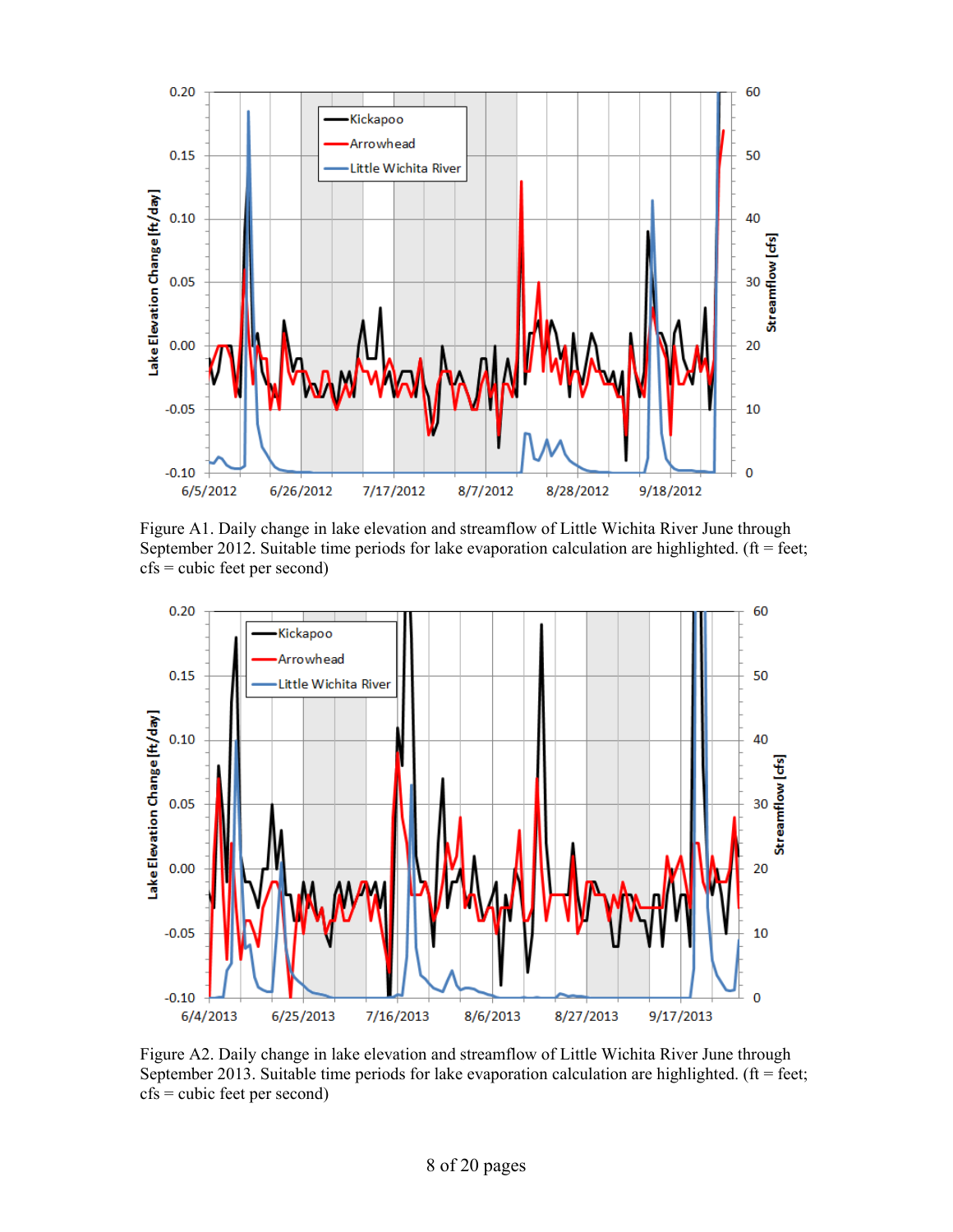Figure A1. Daily change in lake elevation and streamflow of Little Wichita River June through September 2012. Suitable time periods for lake evaporation calculation are highlighted. (ft = feet; cfs = cubic feet per second)

Figure A2. Daily change in lake elevation and streamflow of Little Wichita River June through September 2013. Suitable time periods for lake evaporation calculation are highlighted. (ft = feet; cfs = cubic feet per second)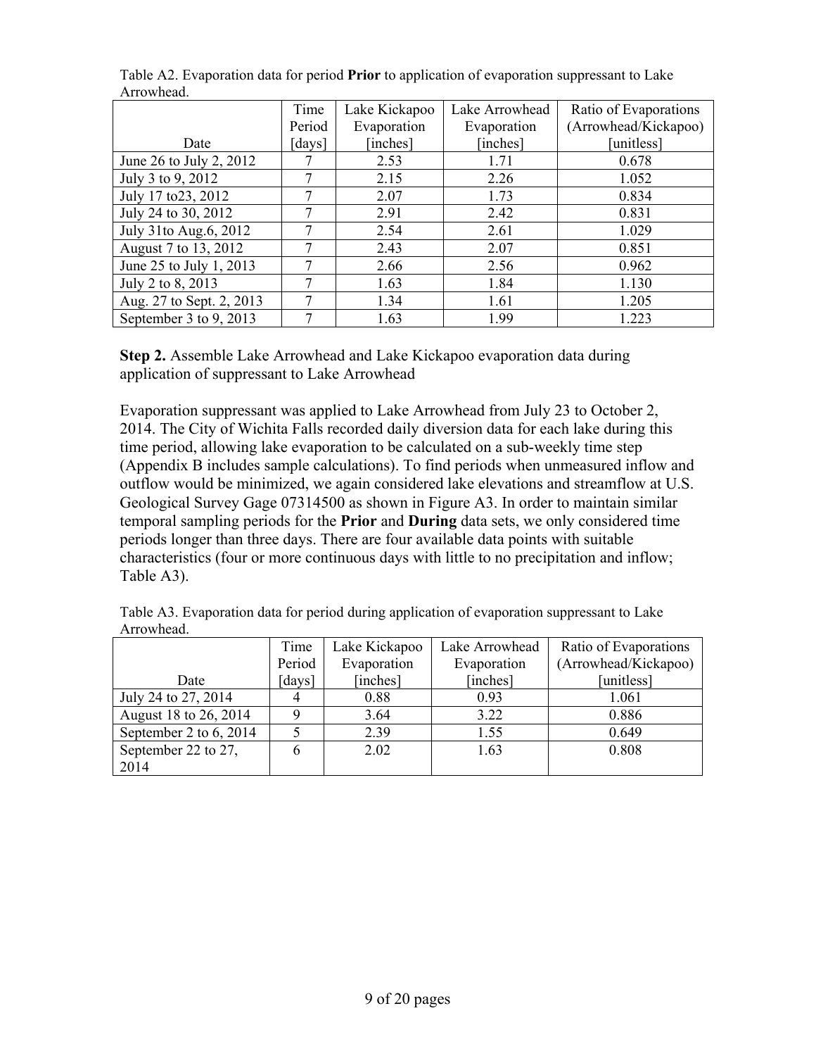Table A2. Evaporation data for period **Prior** to application of evaporation suppressant to Lake Arrowhead.

| Date | Time Period [days] | Lake Kickapoo Evaporation [inches] | Lake Arrowhead Evaporation [inches] | Ratio of Evaporations (Arrowhead/Kickapoo) [unitless] |
|---|---|---|---|---|
| June 26 to July 2, 2012 | 7 | 2.53 | 1.71 | 0.678 |
| July 3 to 9, 2012 | 7 | 2.15 | 2.26 | 1.052 |
| July 17 to23, 2012 | 7 | 2.07 | 1.73 | 0.834 |
| July 24 to 30, 2012 | 7 | 2.91 | 2.42 | 0.831 |
| July 31to Aug.6, 2012 | 7 | 2.54 | 2.61 | 1.029 |
| August 7 to 13, 2012 | 7 | 2.43 | 2.07 | 0.851 |
| June 25 to July 1, 2013 | 7 | 2.66 | 2.56 | 0.962 |
| July 2 to 8, 2013 | 7 | 1.63 | 1.84 | 1.130 |
| Aug. 27 to Sept. 2, 2013 | 7 | 1.34 | 1.61 | 1.205 |
| September 3 to 9, 2013 | 7 | 1.63 | 1.99 | 1.223 |

**Step 2.** Assemble Lake Arrowhead and Lake Kickapoo evaporation data during application of suppressant to Lake Arrowhead

Evaporation suppressant was applied to Lake Arrowhead from July 23 to October 2, 2014. The City of Wichita Falls recorded daily diversion data for each lake during this time period, allowing lake evaporation to be calculated on a sub-weekly time step (Appendix B includes sample calculations). To find periods when unmeasured inflow and outflow would be minimized, we again considered lake elevations and streamflow at U.S. Geological Survey Gage 07314500 as shown in Figure A3. In order to maintain similar temporal sampling periods for the **Prior** and **During** data sets, we only considered time periods longer than three days. There are four available data points with suitable characteristics (four or more continuous days with little to no precipitation and inflow; Table A3).

Table A3. Evaporation data for period during application of evaporation suppressant to Lake Arrowhead.

| Date | Time Period [days] | Lake Kickapoo Evaporation [inches] | Lake Arrowhead Evaporation [inches] | Ratio of Evaporations (Arrowhead/Kickapoo) [unitless] |
|---|---|---|---|---|
| July 24 to 27, 2014 | 4 | 0.88 | 0.93 | 1.061 |
| August 18 to 26, 2014 | 9 | 3.64 | 3.22 | 0.886 |
| September 2 to 6, 2014 | 5 | 2.39 | 1.55 | 0.649 |
| September 22 to 27, 2014 | 6 | 2.02 | 1.63 | 0.808 |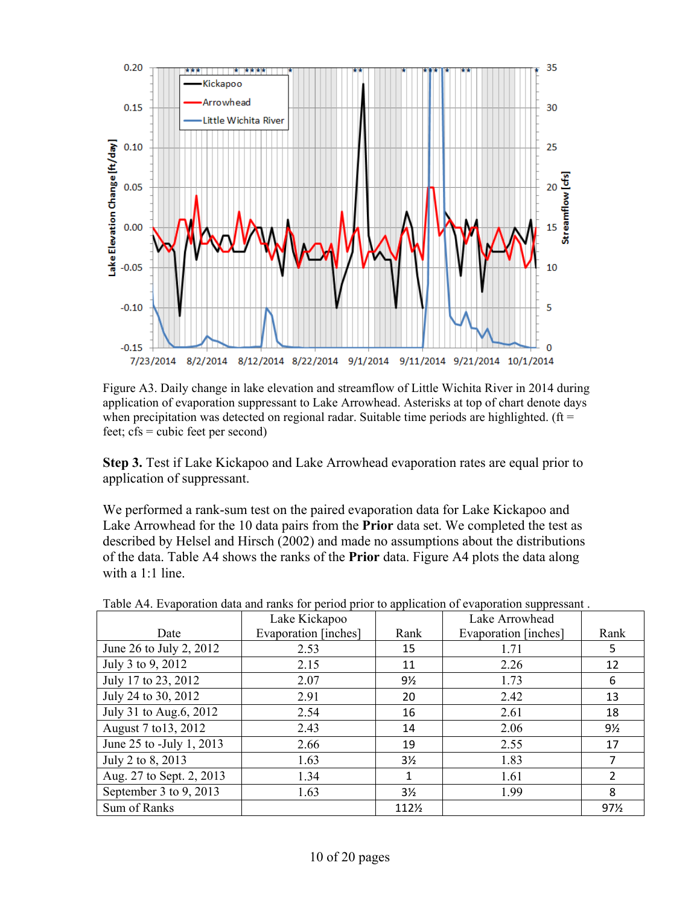Figure A3. Daily change in lake elevation and streamflow of Little Wichita River in 2014 during application of evaporation suppressant to Lake Arrowhead. Asterisks at top of chart denote days when precipitation was detected on regional radar. Suitable time periods are highlighted. (ft = feet; cfs = cubic feet per second)

**Step 3.** Test if Lake Kickapoo and Lake Arrowhead evaporation rates are equal prior to application of suppressant.

We performed a rank-sum test on the paired evaporation data for Lake Kickapoo and Lake Arrowhead for the 10 data pairs from the **Prior** data set. We completed the test as described by Helsel and Hirsch (2002) and made no assumptions about the distributions of the data. Table A4 shows the ranks of the **Prior** data. Figure A4 plots the data along with a 1:1 line.

Table A4. Evaporation data and ranks for period prior to application of evaporation suppressant .

| Date | Lake Kickapoo Evaporation [inches] | Rank | Lake Arrowhead Evaporation [inches] | Rank |
|---|---|---|---|---|
| June 26 to July 2, 2012 | 2.53 | 15 | 1.71 | 5 |
| July 3 to 9, 2012 | 2.15 | 11 | 2.26 | 12 |
| July 17 to 23, 2012 | 2.07 | 9½ | 1.73 | 6 |
| July 24 to 30, 2012 | 2.91 | 20 | 2.42 | 13 |
| July 31 to Aug.6, 2012 | 2.54 | 16 | 2.61 | 18 |
| August 7 to13, 2012 | 2.43 | 14 | 2.06 | 9½ |
| June 25 to -July 1, 2013 | 2.66 | 19 | 2.55 | 17 |
| July 2 to 8, 2013 | 1.63 | 3½ | 1.83 | 7 |
| Aug. 27 to Sept. 2, 2013 | 1.34 | 1 | 1.61 | 2 |
| September 3 to 9, 2013 | 1.63 | 3½ | 1.99 | 8 |
| Sum of Ranks | | 112½ | | 97½ |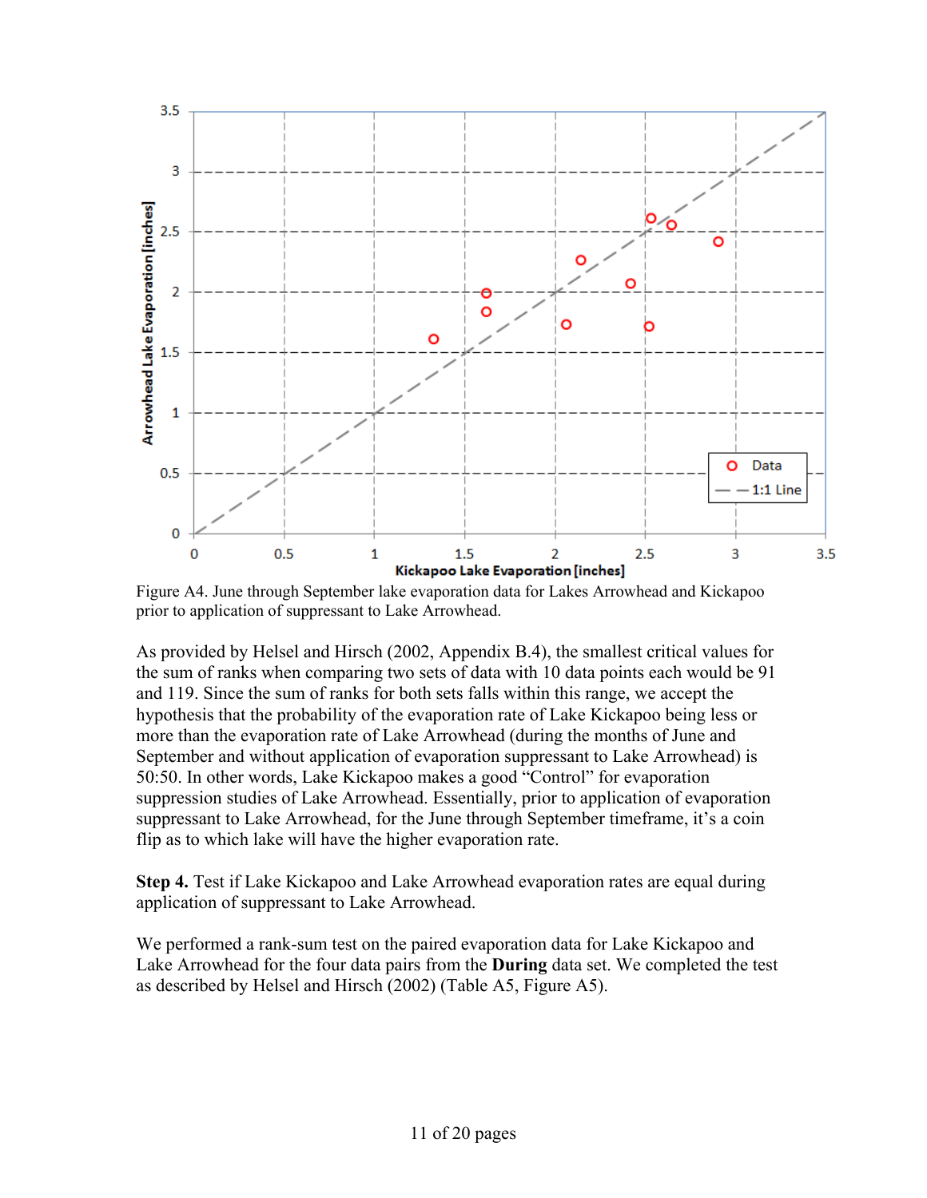Figure A4. June through September lake evaporation data for Lakes Arrowhead and Kickapoo prior to application of suppressant to Lake Arrowhead.

As provided by Helsel and Hirsch (2002, Appendix B.4), the smallest critical values for the sum of ranks when comparing two sets of data with 10 data points each would be 91 and 119. Since the sum of ranks for both sets falls within this range, we accept the hypothesis that the probability of the evaporation rate of Lake Kickapoo being less or more than the evaporation rate of Lake Arrowhead (during the months of June and September and without application of evaporation suppressant to Lake Arrowhead) is 50:50. In other words, Lake Kickapoo makes a good "Control" for evaporation suppression studies of Lake Arrowhead. Essentially, prior to application of evaporation suppressant to Lake Arrowhead, for the June through September timeframe, it's a coin flip as to which lake will have the higher evaporation rate.

**Step 4.** Test if Lake Kickapoo and Lake Arrowhead evaporation rates are equal during application of suppressant to Lake Arrowhead.

We performed a rank-sum test on the paired evaporation data for Lake Kickapoo and Lake Arrowhead for the four data pairs from the **During** data set. We completed the test as described by Helsel and Hirsch (2002) (Table A5, Figure A5).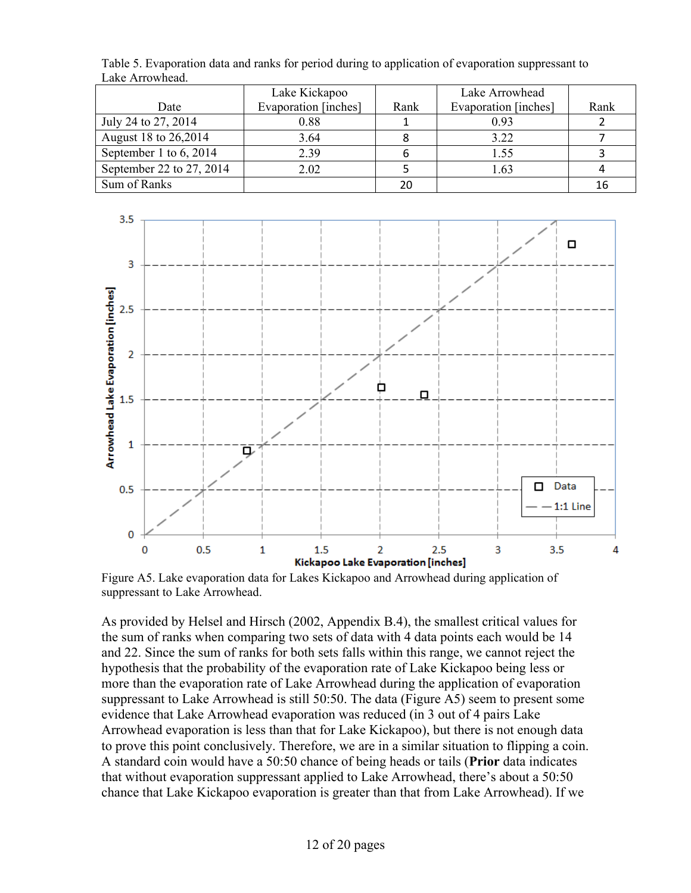Table 5. Evaporation data and ranks for period during to application of evaporation suppressant to Lake Arrowhead.

| Date | Lake Kickapoo Evaporation [inches] | Rank | Lake Arrowhead Evaporation [inches] | Rank |
|---|---|---|---|---|
| July 24 to 27, 2014 | 0.88 | 1 | 0.93 | 2 |
| August 18 to 26,2014 | 3.64 | 8 | 3.22 | 7 |
| September 1 to 6, 2014 | 2.39 | 6 | 1.55 | 3 |
| September 22 to 27, 2014 | 2.02 | 5 | 1.63 | 4 |
| Sum of Ranks | | 20 | | 16 |

Figure A5. Lake evaporation data for Lakes Kickapoo and Arrowhead during application of suppressant to Lake Arrowhead.

As provided by Helsel and Hirsch (2002, Appendix B.4), the smallest critical values for the sum of ranks when comparing two sets of data with 4 data points each would be 14 and 22. Since the sum of ranks for both sets falls within this range, we cannot reject the hypothesis that the probability of the evaporation rate of Lake Kickapoo being less or more than the evaporation rate of Lake Arrowhead during the application of evaporation suppressant to Lake Arrowhead is still 50:50. The data (Figure A5) seem to present some evidence that Lake Arrowhead evaporation was reduced (in 3 out of 4 pairs Lake Arrowhead evaporation is less than that for Lake Kickapoo), but there is not enough data to prove this point conclusively. Therefore, we are in a similar situation to flipping a coin. A standard coin would have a 50:50 chance of being heads or tails (**Prior** data indicates that without evaporation suppressant applied to Lake Arrowhead, there's about a 50:50 chance that Lake Kickapoo evaporation is greater than that from Lake Arrowhead). If we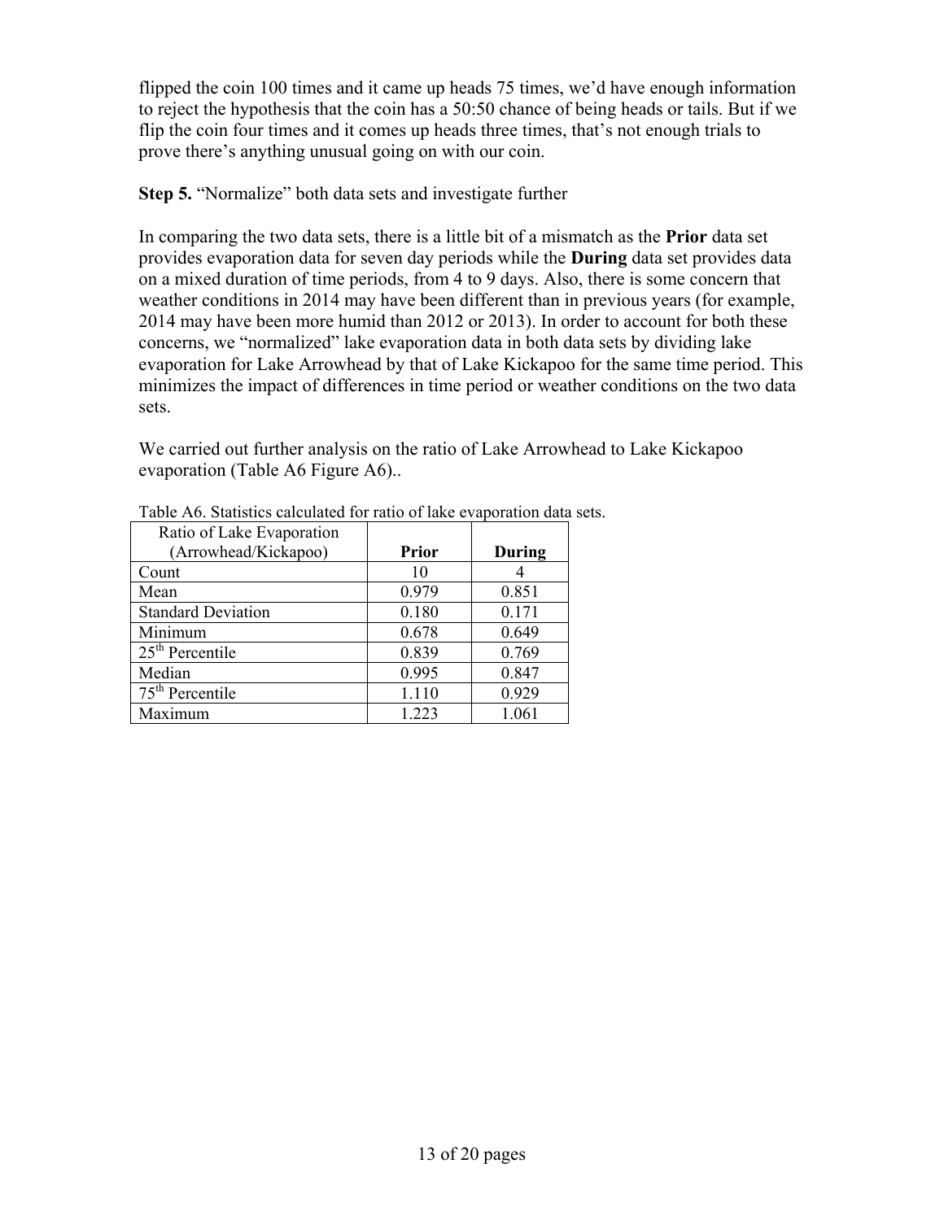flipped the coin 100 times and it came up heads 75 times, we'd have enough information to reject the hypothesis that the coin has a 50:50 chance of being heads or tails. But if we flip the coin four times and it comes up heads three times, that's not enough trials to prove there's anything unusual going on with our coin.

**Step 5.** "Normalize" both data sets and investigate further

In comparing the two data sets, there is a little bit of a mismatch as the **Prior** data set provides evaporation data for seven day periods while the **During** data set provides data on a mixed duration of time periods, from 4 to 9 days. Also, there is some concern that weather conditions in 2014 may have been different than in previous years (for example, 2014 may have been more humid than 2012 or 2013). In order to account for both these concerns, we "normalized" lake evaporation data in both data sets by dividing lake evaporation for Lake Arrowhead by that of Lake Kickapoo for the same time period. This minimizes the impact of differences in time period or weather conditions on the two data sets.

We carried out further analysis on the ratio of Lake Arrowhead to Lake Kickapoo evaporation (Table A6 Figure A6)..

Table A6. Statistics calculated for ratio of lake evaporation data sets.

| Ratio of Lake Evaporation (Arrowhead/Kickapoo) | **Prior** | **During** |
|---|---|---|
| Count | 10 | 4 |
| Mean | 0.979 | 0.851 |
| Standard Deviation | 0.180 | 0.171 |
| Minimum | 0.678 | 0.649 |
| 25th Percentile | 0.839 | 0.769 |
| Median | 0.995 | 0.847 |
| 75th Percentile | 1.110 | 0.929 |
| Maximum | 1.223 | 1.061 |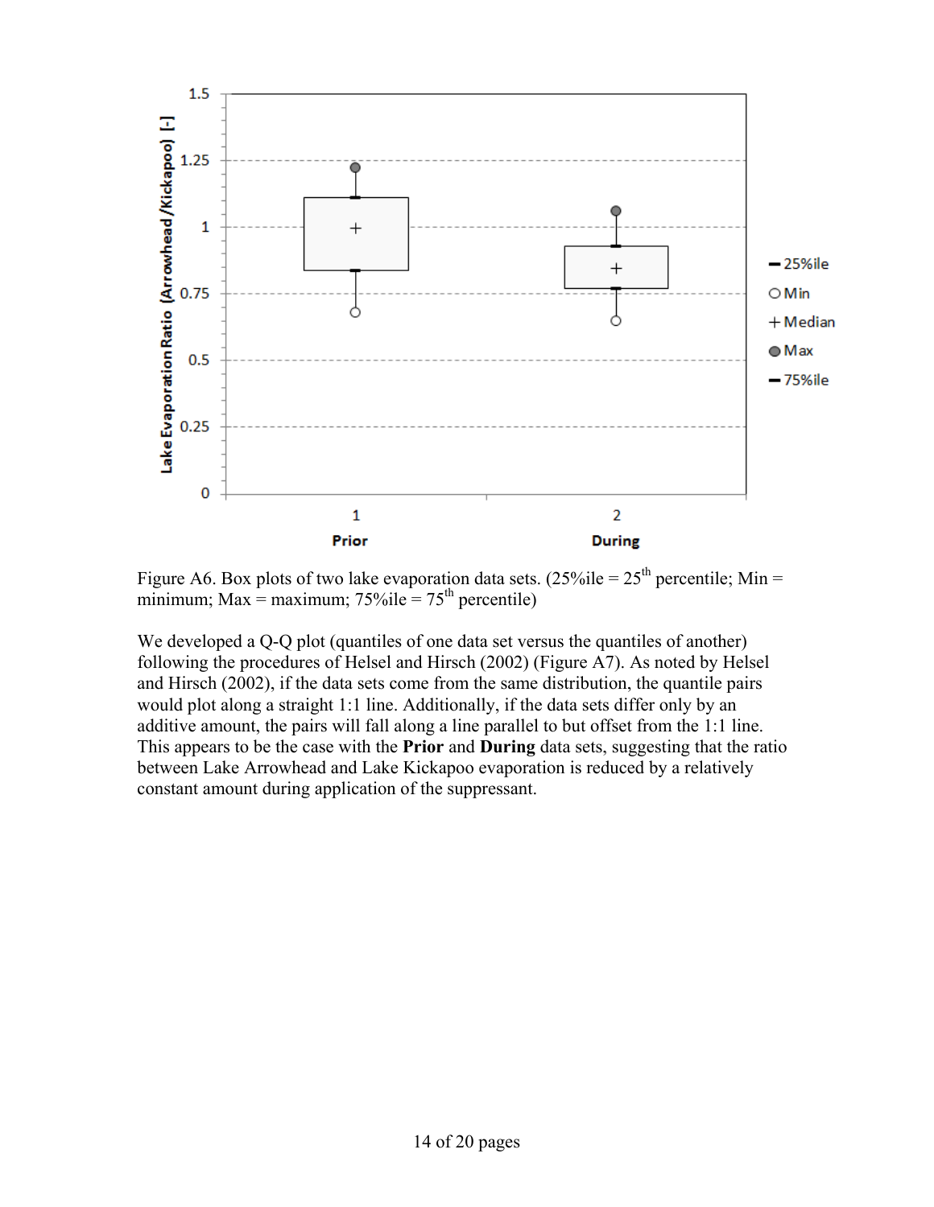Figure A6. Box plots of two lake evaporation data sets. (25%ile = 25th percentile; Min = minimum; Max = maximum; 75%ile = 75th percentile)

We developed a Q-Q plot (quantiles of one data set versus the quantiles of another) following the procedures of Helsel and Hirsch (2002) (Figure A7). As noted by Helsel and Hirsch (2002), if the data sets come from the same distribution, the quantile pairs would plot along a straight 1:1 line. Additionally, if the data sets differ only by an additive amount, the pairs will fall along a line parallel to but offset from the 1:1 line. This appears to be the case with the **Prior** and **During** data sets, suggesting that the ratio between Lake Arrowhead and Lake Kickapoo evaporation is reduced by a relatively constant amount during application of the suppressant.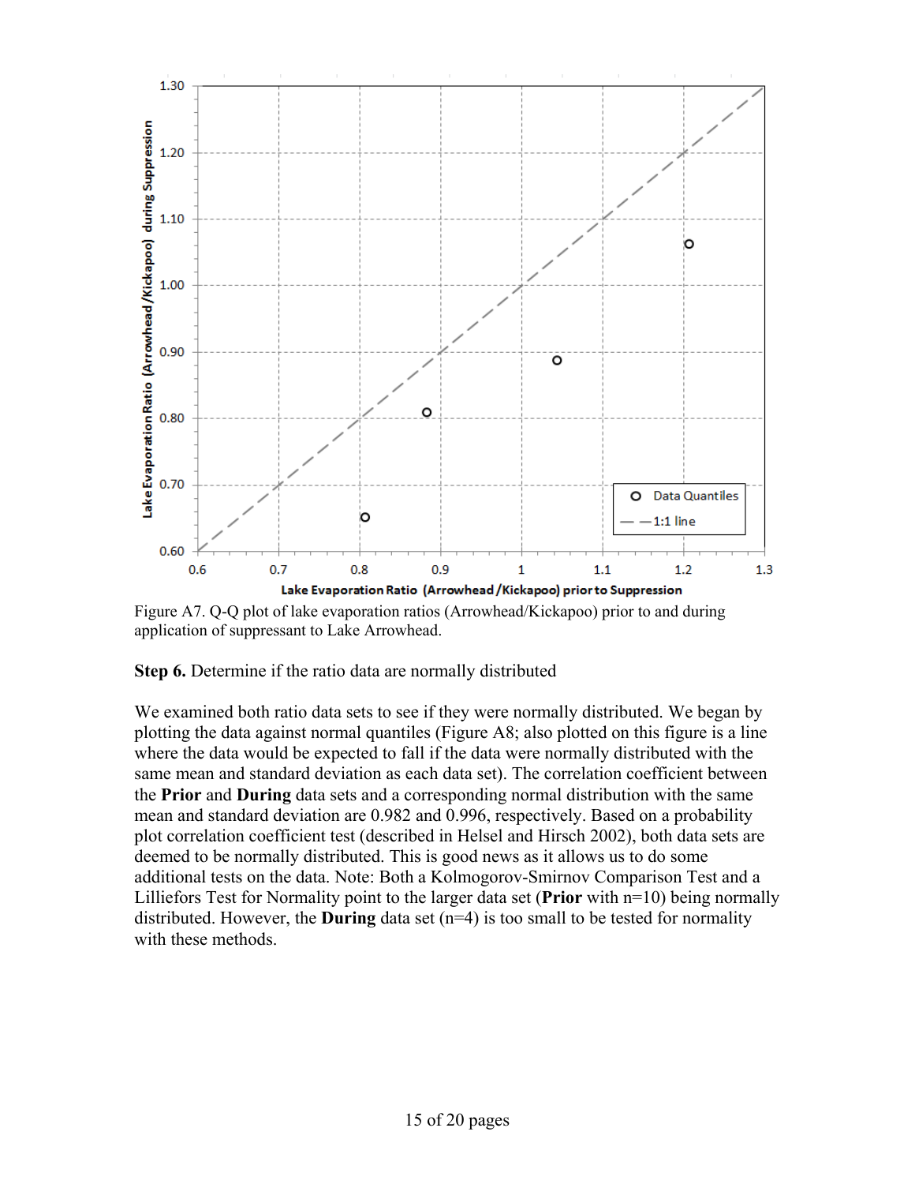Figure A7. Q-Q plot of lake evaporation ratios (Arrowhead/Kickapoo) prior to and during application of suppressant to Lake Arrowhead.

**Step 6.** Determine if the ratio data are normally distributed

We examined both ratio data sets to see if they were normally distributed. We began by plotting the data against normal quantiles (Figure A8; also plotted on this figure is a line where the data would be expected to fall if the data were normally distributed with the same mean and standard deviation as each data set). The correlation coefficient between the **Prior** and **During** data sets and a corresponding normal distribution with the same mean and standard deviation are 0.982 and 0.996, respectively. Based on a probability plot correlation coefficient test (described in Helsel and Hirsch 2002), both data sets are deemed to be normally distributed. This is good news as it allows us to do some additional tests on the data. Note: Both a Kolmogorov-Smirnov Comparison Test and a Lilliefors Test for Normality point to the larger data set (**Prior** with n=10) being normally distributed. However, the **During** data set (n=4) is too small to be tested for normality with these methods.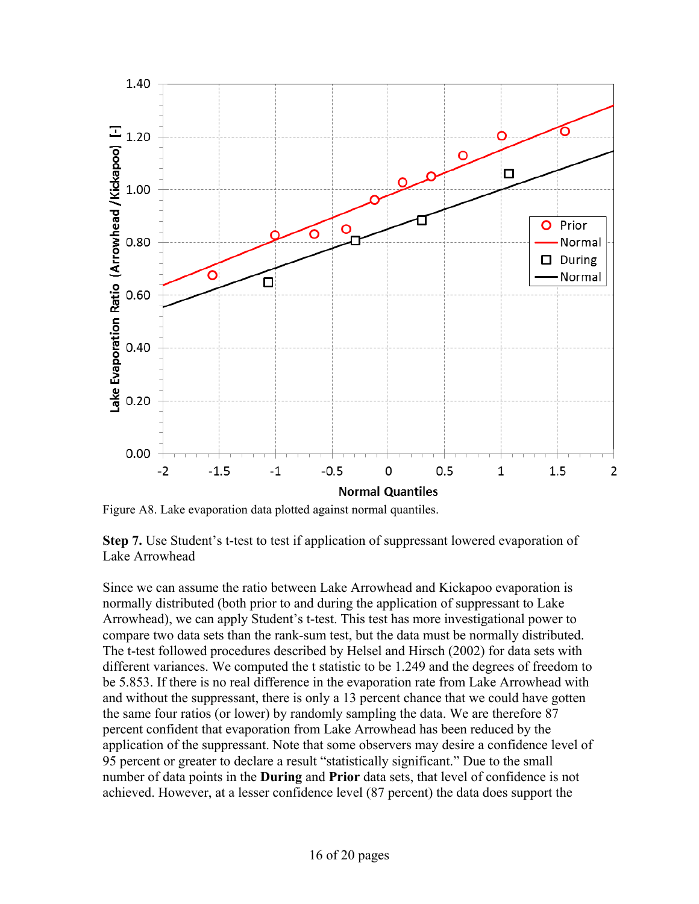Figure A8. Lake evaporation data plotted against normal quantiles.

**Step 7.** Use Student's t-test to test if application of suppressant lowered evaporation of Lake Arrowhead

Since we can assume the ratio between Lake Arrowhead and Kickapoo evaporation is normally distributed (both prior to and during the application of suppressant to Lake Arrowhead), we can apply Student's t-test. This test has more investigational power to compare two data sets than the rank-sum test, but the data must be normally distributed. The t-test followed procedures described by Helsel and Hirsch (2002) for data sets with different variances. We computed the t statistic to be 1.249 and the degrees of freedom to be 5.853. If there is no real difference in the evaporation rate from Lake Arrowhead with and without the suppressant, there is only a 13 percent chance that we could have gotten the same four ratios (or lower) by randomly sampling the data. We are therefore 87 percent confident that evaporation from Lake Arrowhead has been reduced by the application of the suppressant. Note that some observers may desire a confidence level of 95 percent or greater to declare a result "statistically significant." Due to the small number of data points in the **During** and **Prior** data sets, that level of confidence is not achieved. However, at a lesser confidence level (87 percent) the data does support the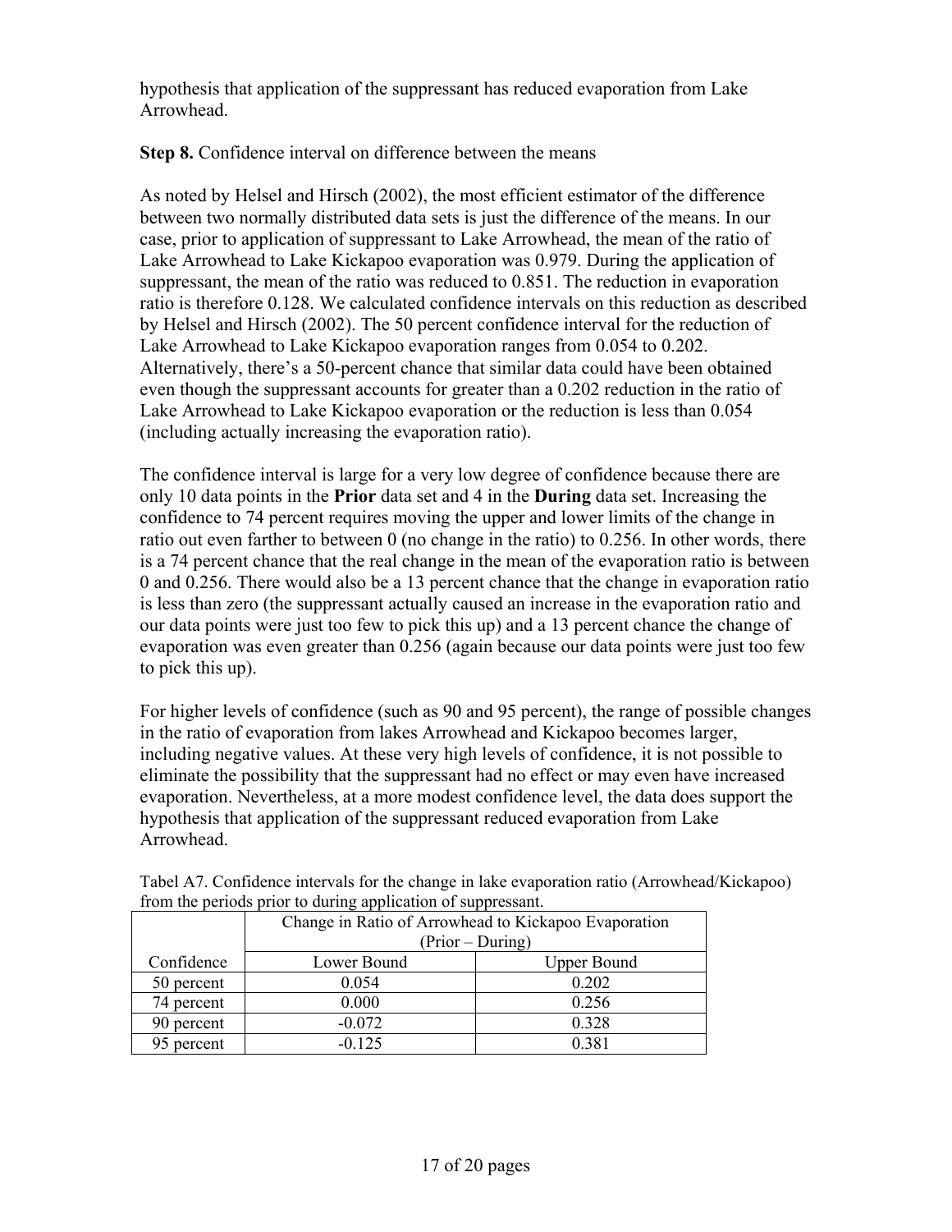hypothesis that application of the suppressant has reduced evaporation from Lake Arrowhead.

**Step 8.** Confidence interval on difference between the means

As noted by Helsel and Hirsch (2002), the most efficient estimator of the difference between two normally distributed data sets is just the difference of the means. In our case, prior to application of suppressant to Lake Arrowhead, the mean of the ratio of Lake Arrowhead to Lake Kickapoo evaporation was 0.979. During the application of suppressant, the mean of the ratio was reduced to 0.851. The reduction in evaporation ratio is therefore 0.128. We calculated confidence intervals on this reduction as described by Helsel and Hirsch (2002). The 50 percent confidence interval for the reduction of Lake Arrowhead to Lake Kickapoo evaporation ranges from 0.054 to 0.202. Alternatively, there's a 50-percent chance that similar data could have been obtained even though the suppressant accounts for greater than a 0.202 reduction in the ratio of Lake Arrowhead to Lake Kickapoo evaporation or the reduction is less than 0.054 (including actually increasing the evaporation ratio).

The confidence interval is large for a very low degree of confidence because there are only 10 data points in the **Prior** data set and 4 in the **During** data set. Increasing the confidence to 74 percent requires moving the upper and lower limits of the change in ratio out even farther to between 0 (no change in the ratio) to 0.256. In other words, there is a 74 percent chance that the real change in the mean of the evaporation ratio is between 0 and 0.256. There would also be a 13 percent chance that the change in evaporation ratio is less than zero (the suppressant actually caused an increase in the evaporation ratio and our data points were just too few to pick this up) and a 13 percent chance the change of evaporation was even greater than 0.256 (again because our data points were just too few to pick this up).

For higher levels of confidence (such as 90 and 95 percent), the range of possible changes in the ratio of evaporation from lakes Arrowhead and Kickapoo becomes larger, including negative values. At these very high levels of confidence, it is not possible to eliminate the possibility that the suppressant had no effect or may even have increased evaporation. Nevertheless, at a more modest confidence level, the data does support the hypothesis that application of the suppressant reduced evaporation from Lake Arrowhead.

Tabel A7. Confidence intervals for the change in lake evaporation ratio (Arrowhead/Kickapoo) from the periods prior to during application of suppressant.

| | Change in Ratio of Arrowhead to Kickapoo Evaporation (Prior – During) | |
|---|---|---|
| Confidence | Lower Bound | Upper Bound |
| 50 percent | 0.054 | 0.202 |
| 74 percent | 0.000 | 0.256 |
| 90 percent | -0.072 | 0.328 |
| 95 percent | -0.125 | 0.381 |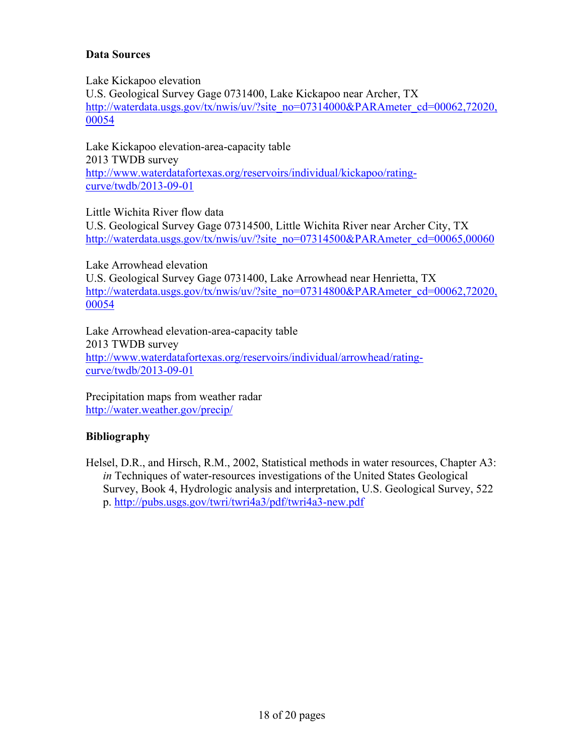**Data Sources**

Lake Kickapoo elevation
U.S. Geological Survey Gage 0731400, Lake Kickapoo near Archer, TX
http://waterdata.usgs.gov/tx/nwis/uv/?site_no=07314000&PARAmeter_cd=00062,72020,00054

Lake Kickapoo elevation-area-capacity table
2013 TWDB survey
http://www.waterdatafortexas.org/reservoirs/individual/kickapoo/rating-curve/twdb/2013-09-01

Little Wichita River flow data
U.S. Geological Survey Gage 07314500, Little Wichita River near Archer City, TX
http://waterdata.usgs.gov/tx/nwis/uv/?site_no=07314500&PARAmeter_cd=00065,00060

Lake Arrowhead elevation
U.S. Geological Survey Gage 0731400, Lake Arrowhead near Henrietta, TX
http://waterdata.usgs.gov/tx/nwis/uv/?site_no=07314800&PARAmeter_cd=00062,72020,00054

Lake Arrowhead elevation-area-capacity table
2013 TWDB survey
http://www.waterdatafortexas.org/reservoirs/individual/arrowhead/rating-curve/twdb/2013-09-01

Precipitation maps from weather radar
http://water.weather.gov/precip/

**Bibliography**

Helsel, D.R., and Hirsch, R.M., 2002, Statistical methods in water resources, Chapter A3: *in* Techniques of water-resources investigations of the United States Geological Survey, Book 4, Hydrologic analysis and interpretation, U.S. Geological Survey, 522 p. http://pubs.usgs.gov/twri/twri4a3/pdf/twri4a3-new.pdf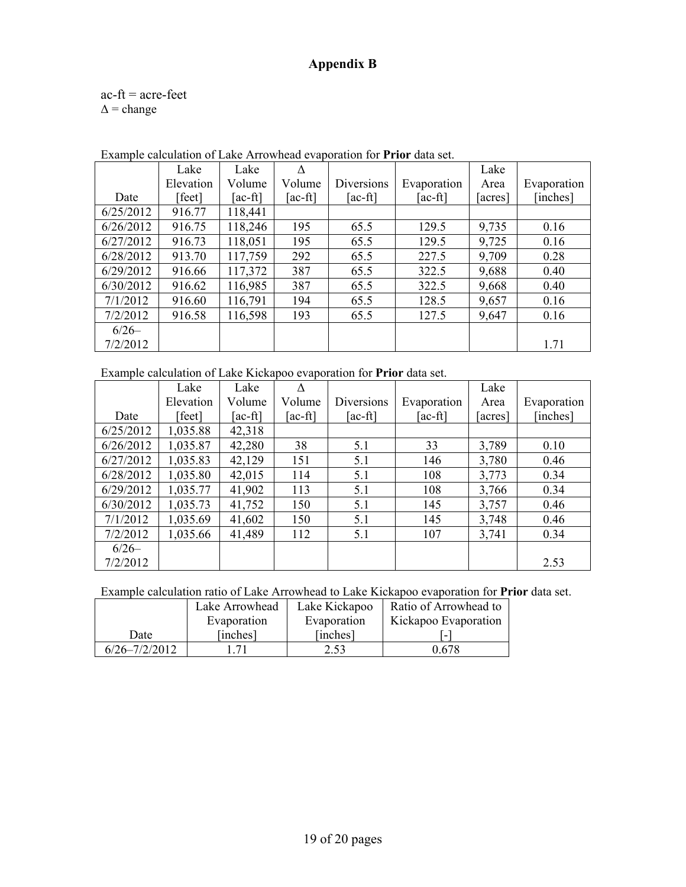# Appendix B

ac-ft = acre-feet
Δ = change

Example calculation of Lake Arrowhead evaporation for **Prior** data set.

| Date | Lake Elevation [feet] | Lake Volume [ac-ft] | Δ Volume [ac-ft] | Diversions [ac-ft] | Evaporation [ac-ft] | Lake Area [acres] | Evaporation [inches] |
|---|---|---|---|---|---|---|---|
| 6/25/2012 | 916.77 | 118,441 | | | | | |
| 6/26/2012 | 916.75 | 118,246 | 195 | 65.5 | 129.5 | 9,735 | 0.16 |
| 6/27/2012 | 916.73 | 118,051 | 195 | 65.5 | 129.5 | 9,725 | 0.16 |
| 6/28/2012 | 913.70 | 117,759 | 292 | 65.5 | 227.5 | 9,709 | 0.28 |
| 6/29/2012 | 916.66 | 117,372 | 387 | 65.5 | 322.5 | 9,688 | 0.40 |
| 6/30/2012 | 916.62 | 116,985 | 387 | 65.5 | 322.5 | 9,668 | 0.40 |
| 7/1/2012 | 916.60 | 116,791 | 194 | 65.5 | 128.5 | 9,657 | 0.16 |
| 7/2/2012 | 916.58 | 116,598 | 193 | 65.5 | 127.5 | 9,647 | 0.16 |
| 6/26–7/2/2012 | | | | | | | 1.71 |

Example calculation of Lake Kickapoo evaporation for **Prior** data set.

| Date | Lake Elevation [feet] | Lake Volume [ac-ft] | Δ Volume [ac-ft] | Diversions [ac-ft] | Evaporation [ac-ft] | Lake Area [acres] | Evaporation [inches] |
|---|---|---|---|---|---|---|---|
| 6/25/2012 | 1,035.88 | 42,318 | | | | | |
| 6/26/2012 | 1,035.87 | 42,280 | 38 | 5.1 | 33 | 3,789 | 0.10 |
| 6/27/2012 | 1,035.83 | 42,129 | 151 | 5.1 | 146 | 3,780 | 0.46 |
| 6/28/2012 | 1,035.80 | 42,015 | 114 | 5.1 | 108 | 3,773 | 0.34 |
| 6/29/2012 | 1,035.77 | 41,902 | 113 | 5.1 | 108 | 3,766 | 0.34 |
| 6/30/2012 | 1,035.73 | 41,752 | 150 | 5.1 | 145 | 3,757 | 0.46 |
| 7/1/2012 | 1,035.69 | 41,602 | 150 | 5.1 | 145 | 3,748 | 0.46 |
| 7/2/2012 | 1,035.66 | 41,489 | 112 | 5.1 | 107 | 3,741 | 0.34 |
| 6/26–7/2/2012 | | | | | | | 2.53 |

Example calculation ratio of Lake Arrowhead to Lake Kickapoo evaporation for **Prior** data set.

| Date | Lake Arrowhead Evaporation [inches] | Lake Kickapoo Evaporation [inches] | Ratio of Arrowhead to Kickapoo Evaporation [-] |
|---|---|---|---|
| 6/26–7/2/2012 | 1.71 | 2.53 | 0.678 |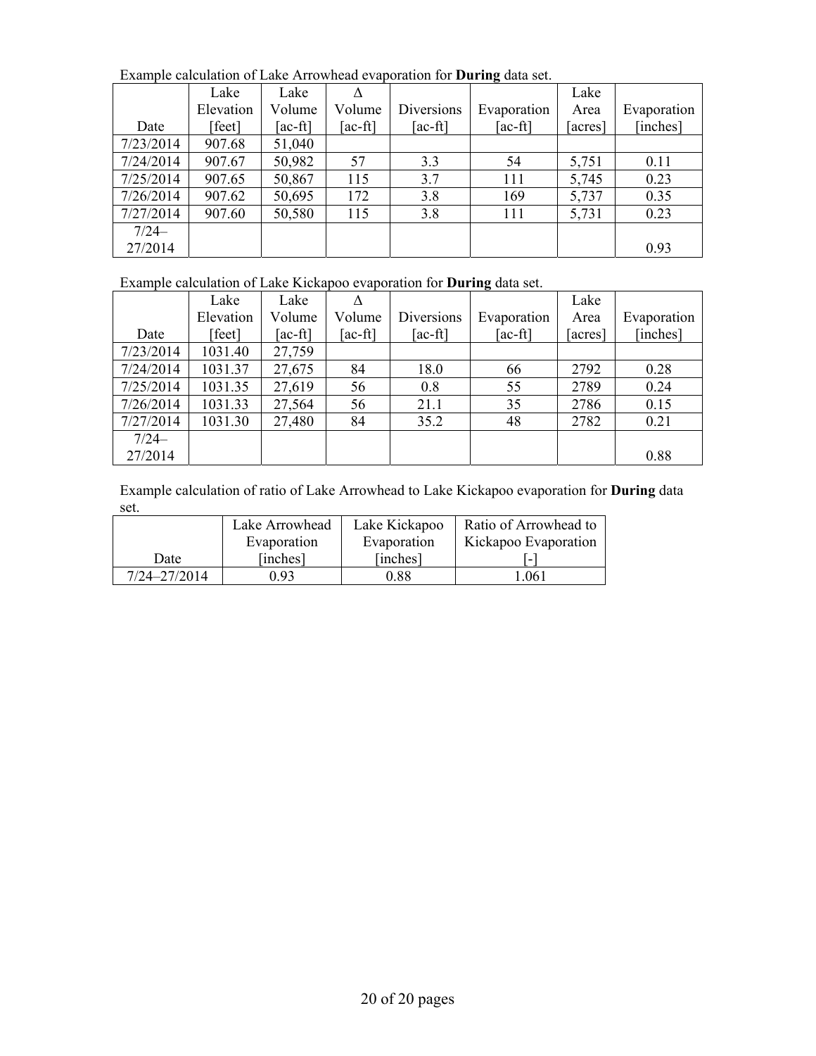Example calculation of Lake Arrowhead evaporation for **During** data set.

| Date | Lake Elevation [feet] | Lake Volume [ac-ft] | Δ Volume [ac-ft] | Diversions [ac-ft] | Evaporation [ac-ft] | Lake Area [acres] | Evaporation [inches] |
|---|---|---|---|---|---|---|---|
| 7/23/2014 | 907.68 | 51,040 | | | | | |
| 7/24/2014 | 907.67 | 50,982 | 57 | 3.3 | 54 | 5,751 | 0.11 |
| 7/25/2014 | 907.65 | 50,867 | 115 | 3.7 | 111 | 5,745 | 0.23 |
| 7/26/2014 | 907.62 | 50,695 | 172 | 3.8 | 169 | 5,737 | 0.35 |
| 7/27/2014 | 907.60 | 50,580 | 115 | 3.8 | 111 | 5,731 | 0.23 |
| 7/24–27/2014 | | | | | | | 0.93 |

Example calculation of Lake Kickapoo evaporation for **During** data set.

| Date | Lake Elevation [feet] | Lake Volume [ac-ft] | Δ Volume [ac-ft] | Diversions [ac-ft] | Evaporation [ac-ft] | Lake Area [acres] | Evaporation [inches] |
|---|---|---|---|---|---|---|---|
| 7/23/2014 | 1031.40 | 27,759 | | | | | |
| 7/24/2014 | 1031.37 | 27,675 | 84 | 18.0 | 66 | 2792 | 0.28 |
| 7/25/2014 | 1031.35 | 27,619 | 56 | 0.8 | 55 | 2789 | 0.24 |
| 7/26/2014 | 1031.33 | 27,564 | 56 | 21.1 | 35 | 2786 | 0.15 |
| 7/27/2014 | 1031.30 | 27,480 | 84 | 35.2 | 48 | 2782 | 0.21 |
| 7/24–27/2014 | | | | | | | 0.88 |

Example calculation of ratio of Lake Arrowhead to Lake Kickapoo evaporation for **During** data set.

| Date | Lake Arrowhead Evaporation [inches] | Lake Kickapoo Evaporation [inches] | Ratio of Arrowhead to Kickapoo Evaporation [-] |
|---|---|---|---|
| 7/24–27/2014 | 0.93 | 0.88 | 1.061 |